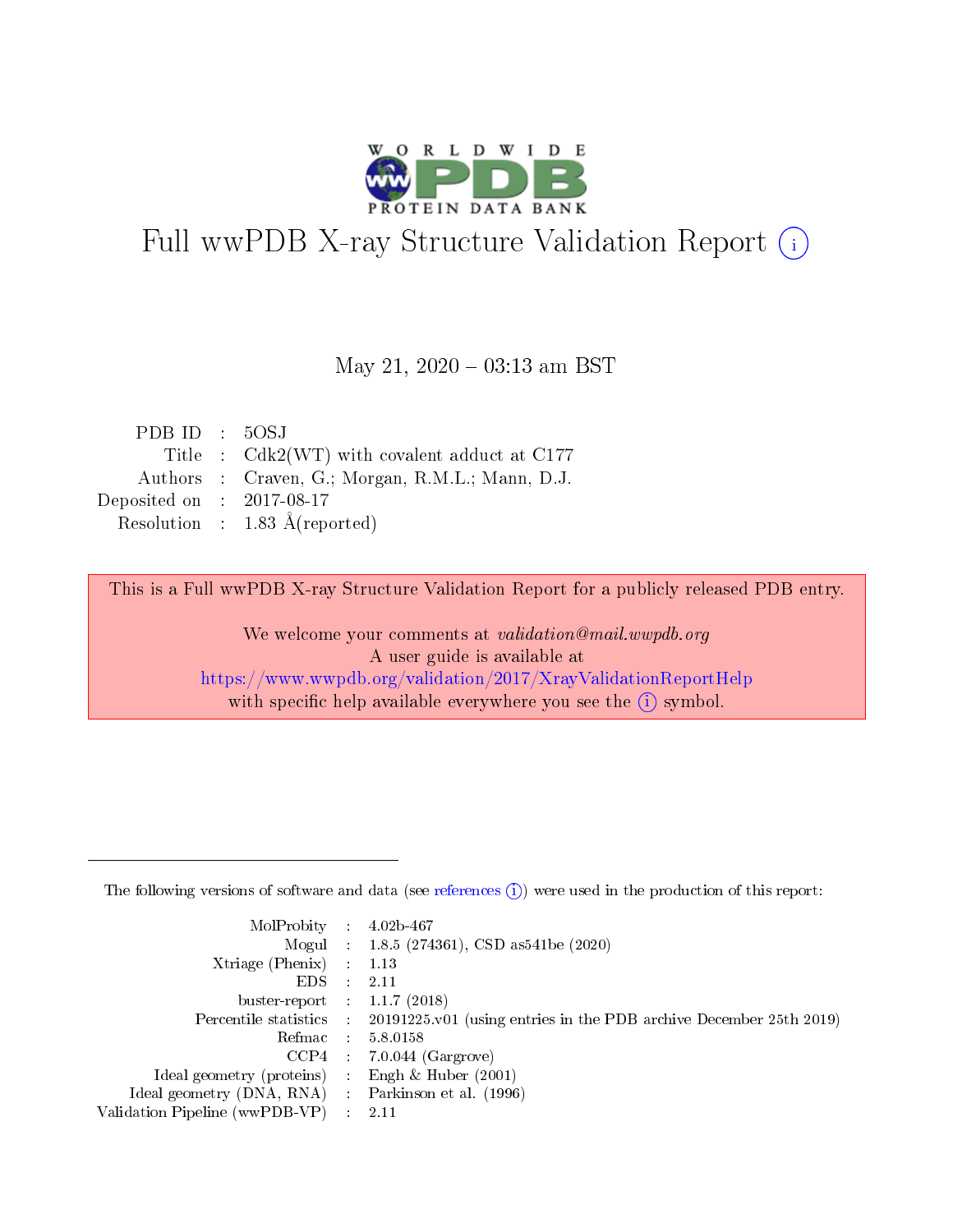# Full wwPDB X-ray Structure Validation Report (i)

May 21, 2020 – 03:13 am BST

| | | |
|---|---|---|
| PDB ID | : | 5OSJ |
| Title | : | Cdk2(WT) with covalent adduct at C177 |
| Authors | : | Craven, G.; Morgan, R.M.L.; Mann, D.J. |
| Deposited on | : | 2017-08-17 |
| Resolution | : | 1.83 Å(reported) |

This is a Full wwPDB X-ray Structure Validation Report for a publicly released PDB entry.

We welcome your comments at *validation@mail.wwpdb.org*
A user guide is available at
https://www.wwpdb.org/validation/2017/XrayValidationReportHelp
with specific help available everywhere you see the (i) symbol.

---

The following versions of software and data (see references (i)) were used in the production of this report:

| | | |
|---|---|---|
| MolProbity | : | 4.02b-467 |
| Mogul | : | 1.8.5 (274361), CSD as541be (2020) |
| Xtriage (Phenix) | : | 1.13 |
| EDS | : | 2.11 |
| buster-report | : | 1.1.7 (2018) |
| Percentile statistics | : | 20191225.v01 (using entries in the PDB archive December 25th 2019) |
| Refmac | : | 5.8.0158 |
| CCP4 | : | 7.0.044 (Gargrove) |
| Ideal geometry (proteins) | : | Engh & Huber (2001) |
| Ideal geometry (DNA, RNA) | : | Parkinson et al. (1996) |
| Validation Pipeline (wwPDB-VP) | : | 2.11 |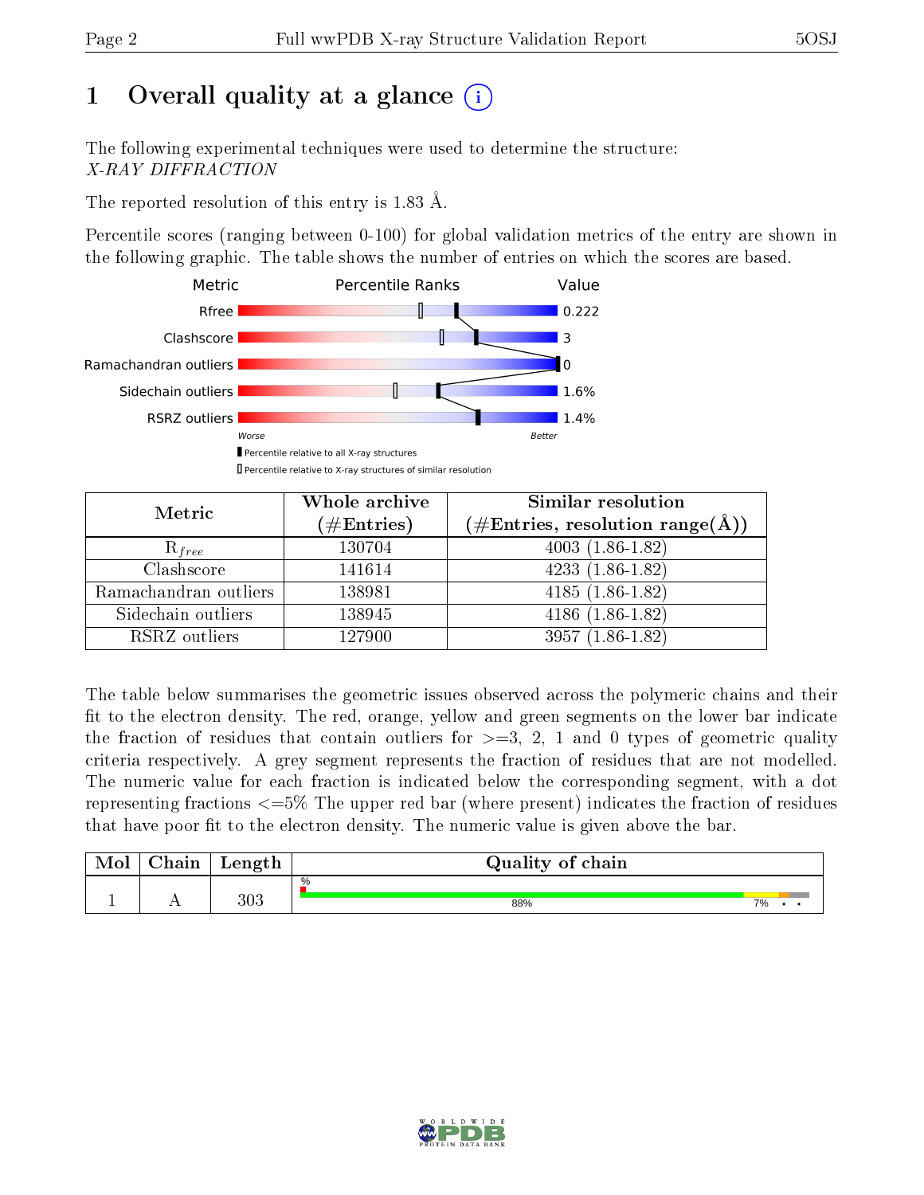# 1 Overall quality at a glance (i)

The following experimental techniques were used to determine the structure:
*X-RAY DIFFRACTION*

The reported resolution of this entry is 1.83 Å.

Percentile scores (ranging between 0-100) for global validation metrics of the entry are shown in the following graphic. The table shows the number of entries on which the scores are based.

| Metric | Value |
|---|---|
| Rfree | 0.222 |
| Clashscore | 3 |
| Ramachandran outliers | 0 |
| Sidechain outliers | 1.6% |
| RSRZ outliers | 1.4% |

Worse — Better

▮ Percentile relative to all X-ray structures
▯ Percentile relative to X-ray structures of similar resolution

| Metric | Whole archive (#Entries) | Similar resolution (#Entries, resolution range(Å)) |
|---|---|---|
| $R_{free}$ | 130704 | 4003 (1.86-1.82) |
| Clashscore | 141614 | 4233 (1.86-1.82) |
| Ramachandran outliers | 138981 | 4185 (1.86-1.82) |
| Sidechain outliers | 138945 | 4186 (1.86-1.82) |
| RSRZ outliers | 127900 | 3957 (1.86-1.82) |

The table below summarises the geometric issues observed across the polymeric chains and their fit to the electron density. The red, orange, yellow and green segments on the lower bar indicate the fraction of residues that contain outliers for >=3, 2, 1 and 0 types of geometric quality criteria respectively. A grey segment represents the fraction of residues that are not modelled. The numeric value for each fraction is indicated below the corresponding segment, with a dot representing fractions <=5% The upper red bar (where present) indicates the fraction of residues that have poor fit to the electron density. The numeric value is given above the bar.

| Mol | Chain | Length | Quality of chain |
|---|---|---|---|
| 1 | A | 303 | 88% 7% • • |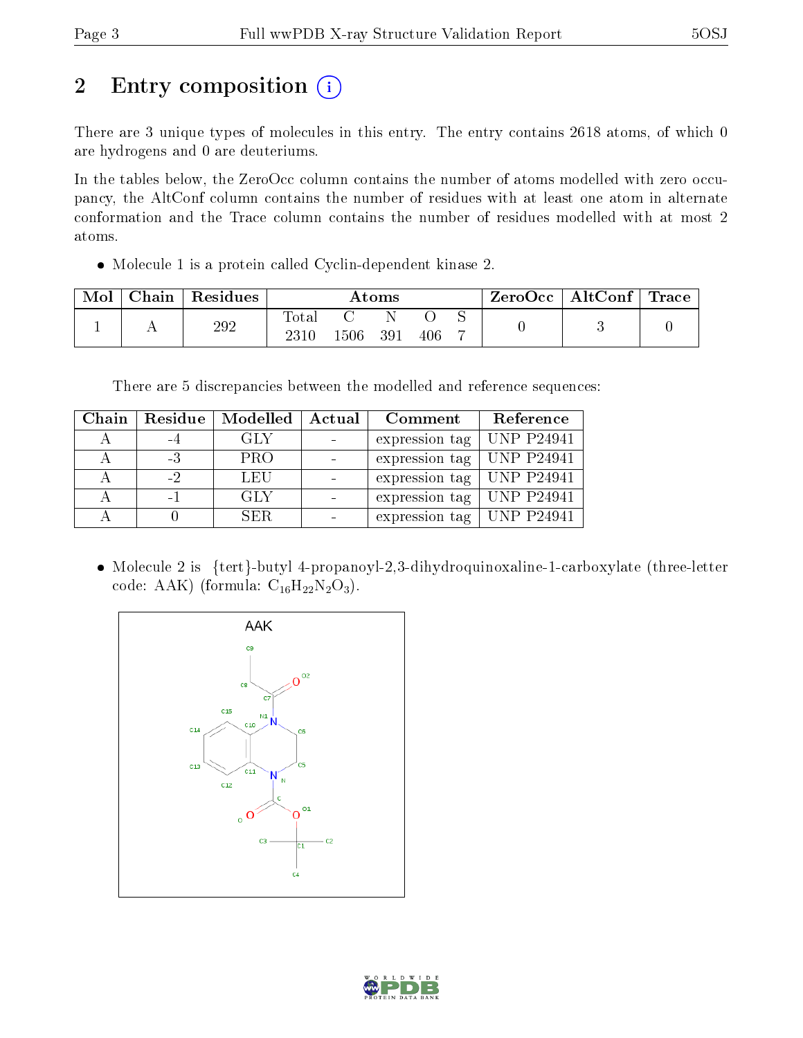## 2 Entry composition

There are 3 unique types of molecules in this entry. The entry contains 2618 atoms, of which 0 are hydrogens and 0 are deuteriums.

In the tables below, the ZeroOcc column contains the number of atoms modelled with zero occupancy, the AltConf column contains the number of residues with at least one atom in alternate conformation and the Trace column contains the number of residues modelled with at most 2 atoms.

- Molecule 1 is a protein called Cyclin-dependent kinase 2.

| Mol | Chain | Residues | Atoms | | | | | ZeroOcc | AltConf | Trace |
|---|---|---|---|---|---|---|---|---|---|---|
| | | | Total | C | N | O | S | | | |
| 1 | A | 292 | 2310 | 1506 | 391 | 406 | 7 | 0 | 3 | 0 |

There are 5 discrepancies between the modelled and reference sequences:

| Chain | Residue | Modelled | Actual | Comment | Reference |
|---|---|---|---|---|---|
| A | -4 | GLY | - | expression tag | UNP P24941 |
| A | -3 | PRO | - | expression tag | UNP P24941 |
| A | -2 | LEU | - | expression tag | UNP P24941 |
| A | -1 | GLY | - | expression tag | UNP P24941 |
| A | 0 | SER | - | expression tag | UNP P24941 |

- Molecule 2 is {tert}-butyl 4-propanoyl-2,3-dihydroquinoxaline-1-carboxylate (three-letter code: AAK) (formula: $C_{16}H_{22}N_2O_3$).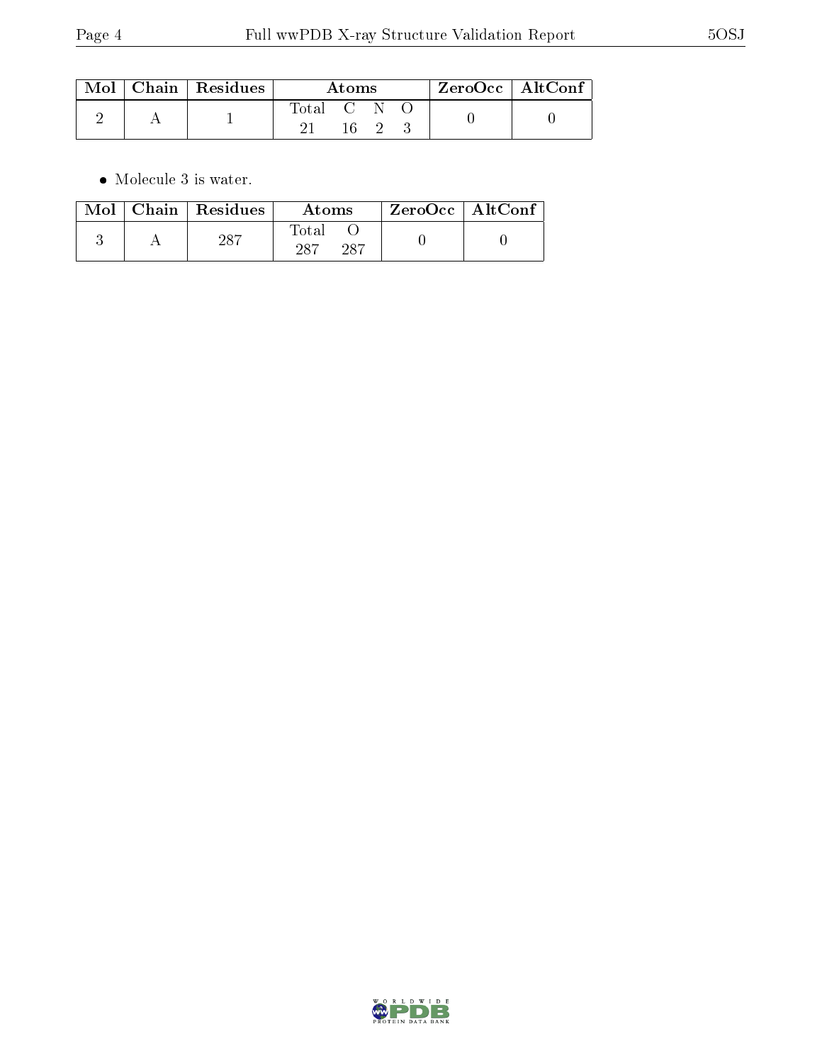| Mol | Chain | Residues | Atoms | | | | ZeroOcc | AltConf |
|---|---|---|---|---|---|---|---|---|
| | | | Total | C | N | O | | |
| 2 | A | 1 | 21 | 16 | 2 | 3 | 0 | 0 |

- Molecule 3 is water.

| Mol | Chain | Residues | Atoms | | ZeroOcc | AltConf |
|---|---|---|---|---|---|---|
| | | | Total | O | | |
| 3 | A | 287 | 287 | 287 | 0 | 0 |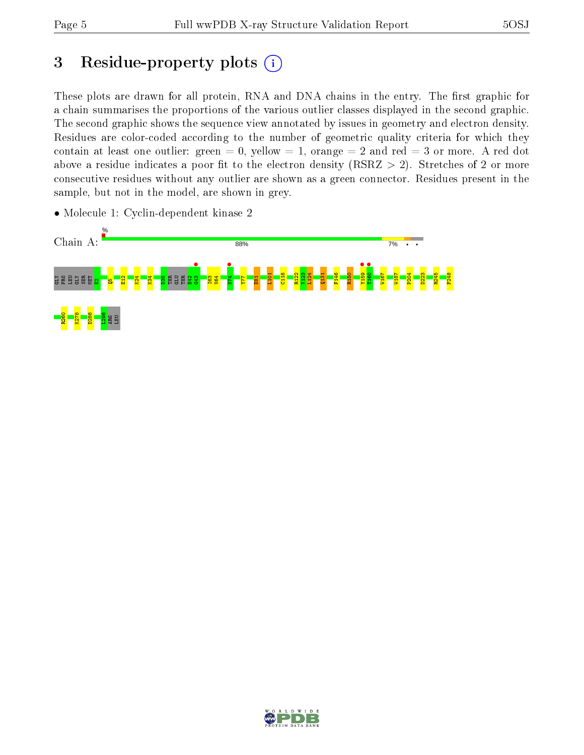# 3 Residue-property plots

These plots are drawn for all protein, RNA and DNA chains in the entry. The first graphic for a chain summarises the proportions of the various outlier classes displayed in the second graphic. The second graphic shows the sequence view annotated by issues in geometry and electron density. Residues are color-coded according to the number of geometric quality criteria for which they contain at least one outlier: green = 0, yellow = 1, orange = 2 and red = 3 or more. A red dot above a residue indicates a poor fit to the electron density (RSRZ > 2). Stretches of 2 or more consecutive residues without any outlier are shown as a green connector. Residues present in the sample, but not in the model, are shown in grey.

- Molecule 1: Cyclin-dependent kinase 2

Chain A: 88% 7%

GLY PRO LEU GLY SER MET E2 Q5 E12 K24 K34 D38 THR GLU THR E42 G43 I63 V64 N74 Y77 E81 L101 C118 R122 V123 L124 Q131 F146 R150 Y159 T160 W167 W187 P204 D223 R245 F248 R260 K278 D288 L296 ARG LEU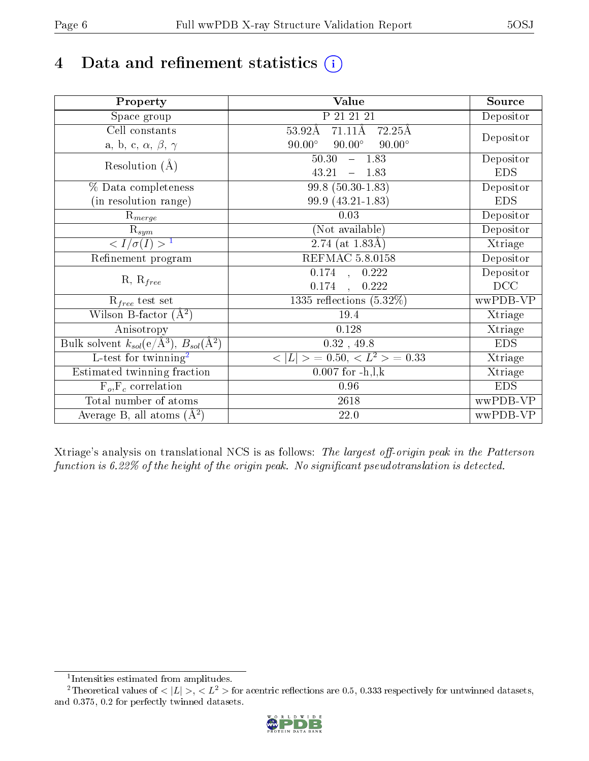# 4 Data and refinement statistics (i)

| Property | Value | Source |
|---|---|---|
| Space group | P 21 21 21 | Depositor |
| Cell constants<br>a, b, c, $\alpha$, $\beta$, $\gamma$ | 53.92Å 71.11Å 72.25Å<br>90.00° 90.00° 90.00° | Depositor |
| Resolution (Å) | 50.30 – 1.83<br>43.21 – 1.83 | Depositor<br>EDS |
| % Data completeness<br>(in resolution range) | 99.8 (50.30-1.83)<br>99.9 (43.21-1.83) | Depositor<br>EDS |
| $R_{merge}$ | 0.03 | Depositor |
| $R_{sym}$ | (Not available) | Depositor |
| $< I/\sigma(I) >$ [1] | 2.74 (at 1.83Å) | Xtriage |
| Refinement program | REFMAC 5.8.0158 | Depositor |
| R, $R_{free}$ | 0.174 , 0.222<br>0.174 , 0.222 | Depositor<br>DCC |
| $R_{free}$ test set | 1335 reflections (5.32%) | wwPDB-VP |
| Wilson B-factor (Å$^2$) | 19.4 | Xtriage |
| Anisotropy | 0.128 | Xtriage |
| Bulk solvent $k_{sol}$(e/Å$^3$), $B_{sol}$(Å$^2$) | 0.32 , 49.8 | EDS |
| L-test for twinning[2] | $< \|L\| >= 0.50$, $< L^2 >= 0.33$ | Xtriage |
| Estimated twinning fraction | 0.007 for -h,l,k | Xtriage |
| $F_o$,$F_c$ correlation | 0.96 | EDS |
| Total number of atoms | 2618 | wwPDB-VP |
| Average B, all atoms (Å$^2$) | 22.0 | wwPDB-VP |

Xtriage's analysis on translational NCS is as follows: *The largest off-origin peak in the Patterson function is 6.22% of the height of the origin peak. No significant pseudotranslation is detected.*

[1] Intensities estimated from amplitudes.

[2] Theoretical values of $< |L| >$, $< L^2 >$ for acentric reflections are 0.5, 0.333 respectively for untwinned datasets, and 0.375, 0.2 for perfectly twinned datasets.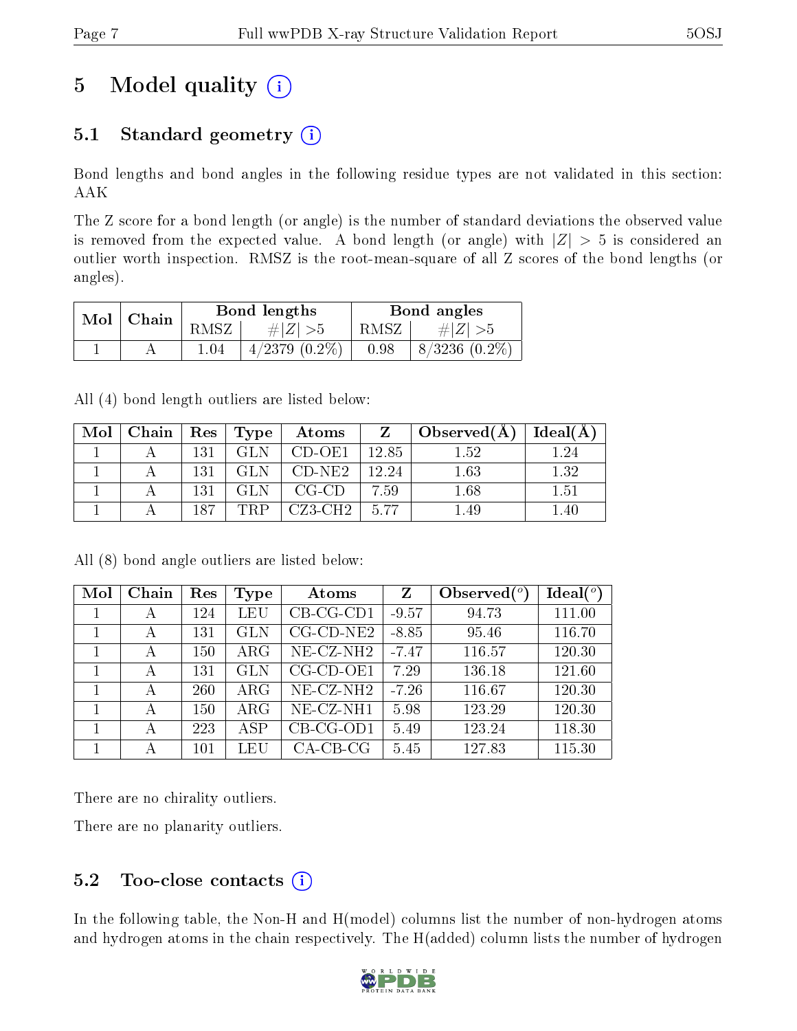# 5 Model quality (i)

## 5.1 Standard geometry (i)

Bond lengths and bond angles in the following residue types are not validated in this section: AAK

The Z score for a bond length (or angle) is the number of standard deviations the observed value is removed from the expected value. A bond length (or angle) with $|Z| > 5$ is considered an outlier worth inspection. RMSZ is the root-mean-square of all Z scores of the bond lengths (or angles).

| Mol | Chain | Bond lengths | | Bond angles | |
|---|---|---|---|---|---|
| | | RMSZ | $\#\|Z\| > 5$ | RMSZ | $\#\|Z\| > 5$ |
| 1 | A | 1.04 | 4/2379 (0.2%) | 0.98 | 8/3236 (0.2%) |

All (4) bond length outliers are listed below:

| Mol | Chain | Res | Type | Atoms | Z | Observed(Å) | Ideal(Å) |
|---|---|---|---|---|---|---|---|
| 1 | A | 131 | GLN | CD-OE1 | 12.85 | 1.52 | 1.24 |
| 1 | A | 131 | GLN | CD-NE2 | 12.24 | 1.63 | 1.32 |
| 1 | A | 131 | GLN | CG-CD | 7.59 | 1.68 | 1.51 |
| 1 | A | 187 | TRP | CZ3-CH2 | 5.77 | 1.49 | 1.40 |

All (8) bond angle outliers are listed below:

| Mol | Chain | Res | Type | Atoms | Z | Observed($^o$) | Ideal($^o$) |
|---|---|---|---|---|---|---|---|
| 1 | A | 124 | LEU | CB-CG-CD1 | -9.57 | 94.73 | 111.00 |
| 1 | A | 131 | GLN | CG-CD-NE2 | -8.85 | 95.46 | 116.70 |
| 1 | A | 150 | ARG | NE-CZ-NH2 | -7.47 | 116.57 | 120.30 |
| 1 | A | 131 | GLN | CG-CD-OE1 | 7.29 | 136.18 | 121.60 |
| 1 | A | 260 | ARG | NE-CZ-NH2 | -7.26 | 116.67 | 120.30 |
| 1 | A | 150 | ARG | NE-CZ-NH1 | 5.98 | 123.29 | 120.30 |
| 1 | A | 223 | ASP | CB-CG-OD1 | 5.49 | 123.24 | 118.30 |
| 1 | A | 101 | LEU | CA-CB-CG | 5.45 | 127.83 | 115.30 |

There are no chirality outliers.

There are no planarity outliers.

## 5.2 Too-close contacts (i)

In the following table, the Non-H and H(model) columns list the number of non-hydrogen atoms and hydrogen atoms in the chain respectively. The H(added) column lists the number of hydrogen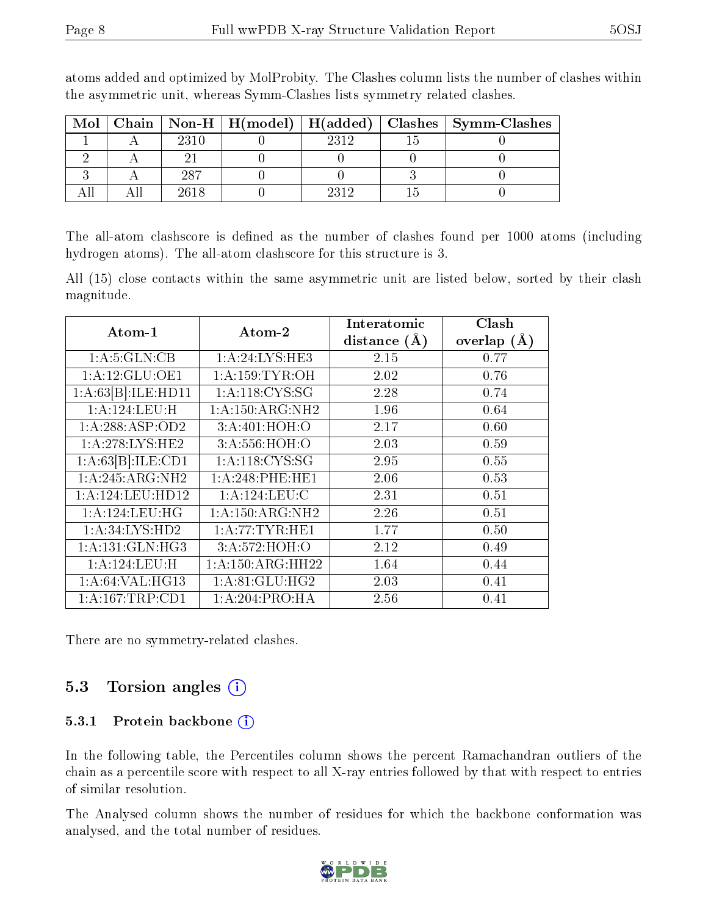atoms added and optimized by MolProbity. The Clashes column lists the number of clashes within the asymmetric unit, whereas Symm-Clashes lists symmetry related clashes.

| Mol | Chain | Non-H | H(model) | H(added) | Clashes | Symm-Clashes |
|---|---|---|---|---|---|---|
| 1 | A | 2310 | 0 | 2312 | 15 | 0 |
| 2 | A | 21 | 0 | 0 | 0 | 0 |
| 3 | A | 287 | 0 | 0 | 3 | 0 |
| All | All | 2618 | 0 | 2312 | 15 | 0 |

The all-atom clashscore is defined as the number of clashes found per 1000 atoms (including hydrogen atoms). The all-atom clashscore for this structure is 3.

All (15) close contacts within the same asymmetric unit are listed below, sorted by their clash magnitude.

| Atom-1 | Atom-2 | Interatomic distance (Å) | Clash overlap (Å) |
|---|---|---|---|
| 1:A:5:GLN:CB | 1:A:24:LYS:HE3 | 2.15 | 0.77 |
| 1:A:12:GLU:OE1 | 1:A:159:TYR:OH | 2.02 | 0.76 |
| 1:A:63[B]:ILE:HD11 | 1:A:118:CYS:SG | 2.28 | 0.74 |
| 1:A:124:LEU:H | 1:A:150:ARG:NH2 | 1.96 | 0.64 |
| 1:A:288:ASP:OD2 | 3:A:401:HOH:O | 2.17 | 0.60 |
| 1:A:278:LYS:HE2 | 3:A:556:HOH:O | 2.03 | 0.59 |
| 1:A:63[B]:ILE:CD1 | 1:A:118:CYS:SG | 2.95 | 0.55 |
| 1:A:245:ARG:NH2 | 1:A:248:PHE:HE1 | 2.06 | 0.53 |
| 1:A:124:LEU:HD12 | 1:A:124:LEU:C | 2.31 | 0.51 |
| 1:A:124:LEU:HG | 1:A:150:ARG:NH2 | 2.26 | 0.51 |
| 1:A:34:LYS:HD2 | 1:A:77:TYR:HE1 | 1.77 | 0.50 |
| 1:A:131:GLN:HG3 | 3:A:572:HOH:O | 2.12 | 0.49 |
| 1:A:124:LEU:H | 1:A:150:ARG:HH22 | 1.64 | 0.44 |
| 1:A:64:VAL:HG13 | 1:A:81:GLU:HG2 | 2.03 | 0.41 |
| 1:A:167:TRP:CD1 | 1:A:204:PRO:HA | 2.56 | 0.41 |

There are no symmetry-related clashes.

## 5.3 Torsion angles

### 5.3.1 Protein backbone

In the following table, the Percentiles column shows the percent Ramachandran outliers of the chain as a percentile score with respect to all X-ray entries followed by that with respect to entries of similar resolution.

The Analysed column shows the number of residues for which the backbone conformation was analysed, and the total number of residues.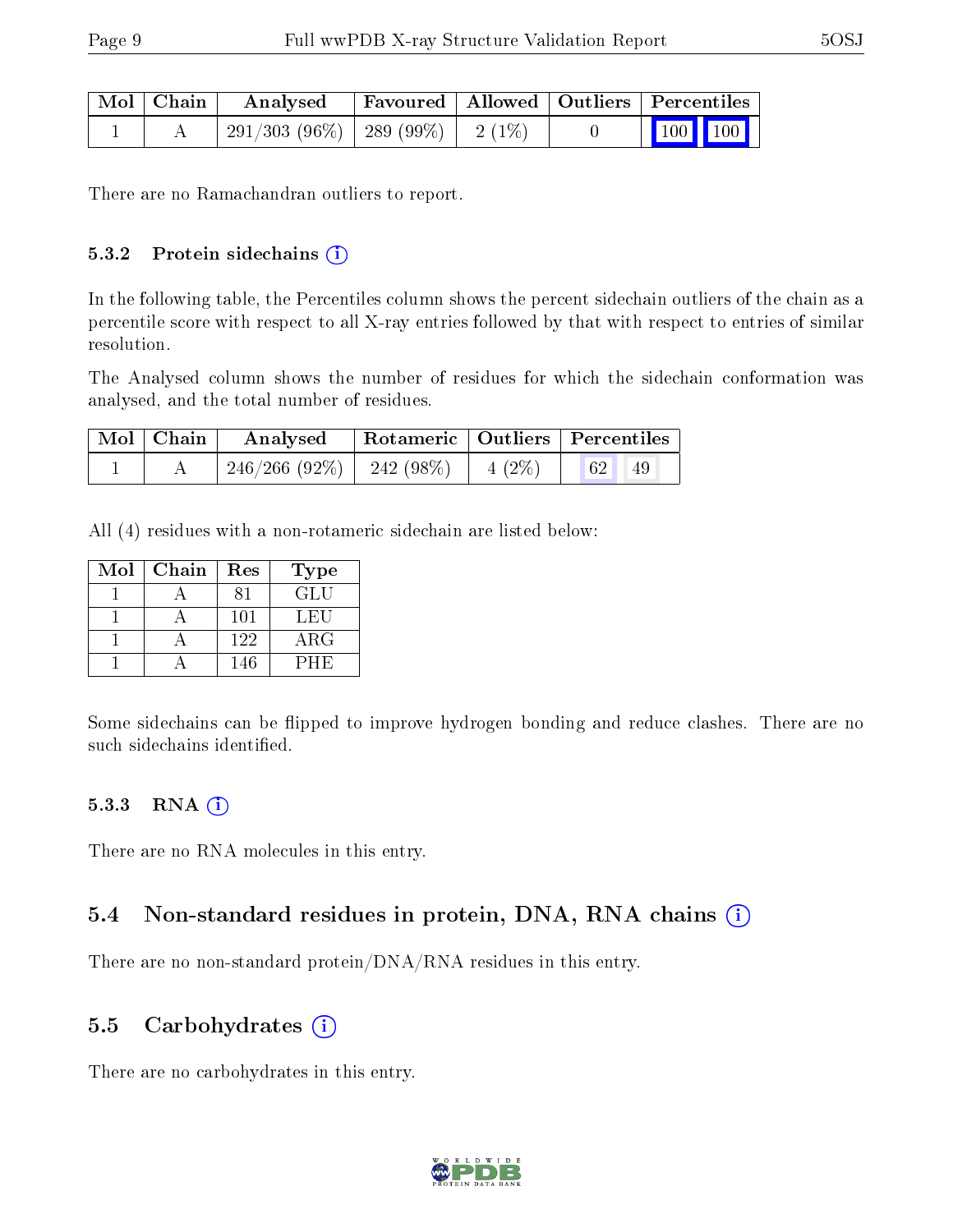| Mol | Chain | Analysed | Favoured | Allowed | Outliers | Percentiles | |
|---|---|---|---|---|---|---|---|
| 1 | A | 291/303 (96%) | 289 (99%) | 2 (1%) | 0 | 100 | 100 |

There are no Ramachandran outliers to report.

#### 5.3.2 Protein sidechains (i)

In the following table, the Percentiles column shows the percent sidechain outliers of the chain as a percentile score with respect to all X-ray entries followed by that with respect to entries of similar resolution.

The Analysed column shows the number of residues for which the sidechain conformation was analysed, and the total number of residues.

| Mol | Chain | Analysed | Rotameric | Outliers | Percentiles | |
|---|---|---|---|---|---|---|
| 1 | A | 246/266 (92%) | 242 (98%) | 4 (2%) | 62 | 49 |

All (4) residues with a non-rotameric sidechain are listed below:

| Mol | Chain | Res | Type |
|---|---|---|---|
| 1 | A | 81 | GLU |
| 1 | A | 101 | LEU |
| 1 | A | 122 | ARG |
| 1 | A | 146 | PHE |

Some sidechains can be flipped to improve hydrogen bonding and reduce clashes. There are no such sidechains identified.

#### 5.3.3 RNA (i)

There are no RNA molecules in this entry.

### 5.4 Non-standard residues in protein, DNA, RNA chains (i)

There are no non-standard protein/DNA/RNA residues in this entry.

### 5.5 Carbohydrates (i)

There are no carbohydrates in this entry.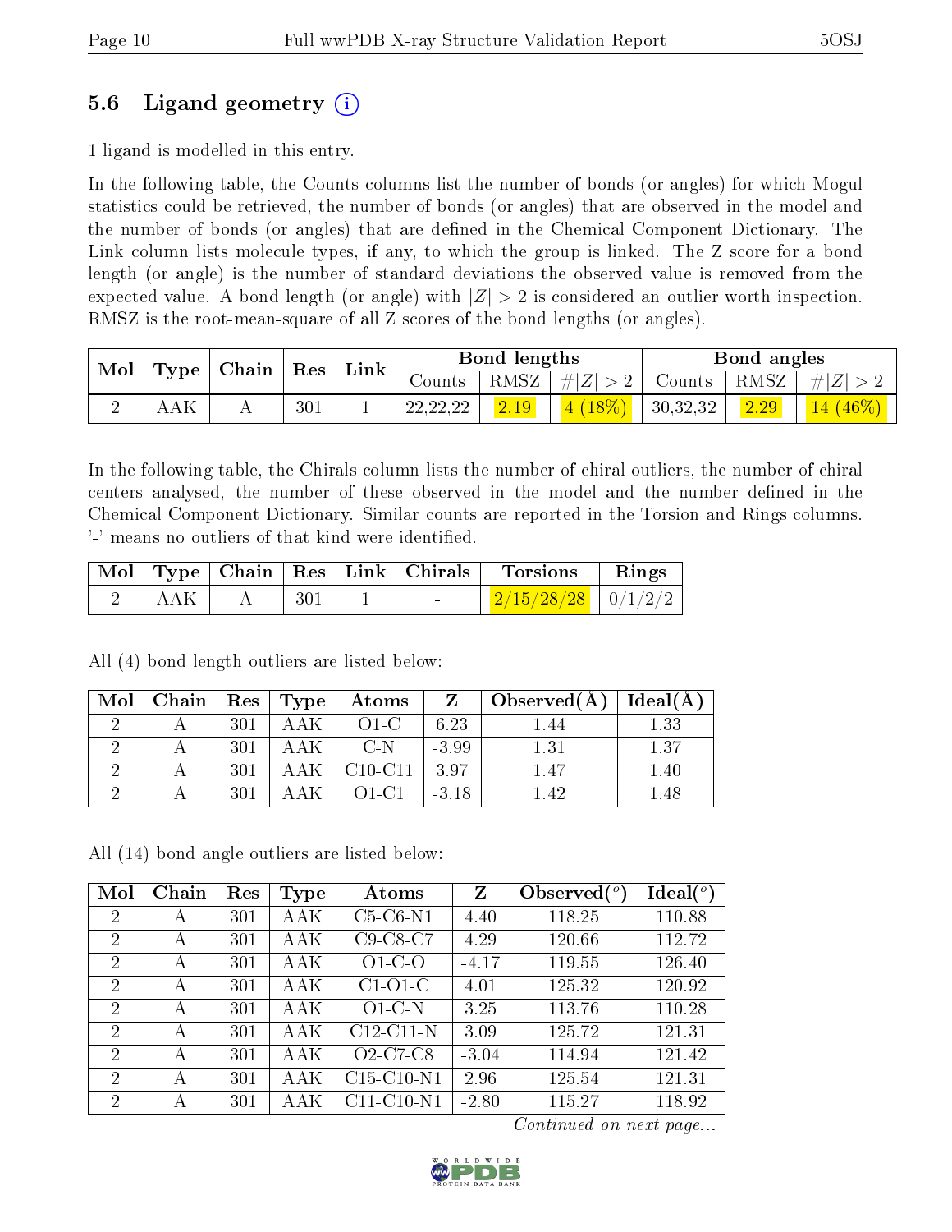## 5.6 Ligand geometry (i)

1 ligand is modelled in this entry.

In the following table, the Counts columns list the number of bonds (or angles) for which Mogul statistics could be retrieved, the number of bonds (or angles) that are observed in the model and the number of bonds (or angles) that are defined in the Chemical Component Dictionary. The Link column lists molecule types, if any, to which the group is linked. The Z score for a bond length (or angle) is the number of standard deviations the observed value is removed from the expected value. A bond length (or angle) with $|Z| > 2$ is considered an outlier worth inspection. RMSZ is the root-mean-square of all Z scores of the bond lengths (or angles).

| Mol | Type | Chain | Res | Link | Bond lengths | | | Bond angles | | |
|---|---|---|---|---|---|---|---|---|---|---|
| | | | | | Counts | RMSZ | $\#\|Z\| > 2$ | Counts | RMSZ | $\#\|Z\| > 2$ |
| 2 | AAK | A | 301 | 1 | 22,22,22 | 2.19 | 4 (18%) | 30,32,32 | 2.29 | 14 (46%) |

In the following table, the Chirals column lists the number of chiral outliers, the number of chiral centers analysed, the number of these observed in the model and the number defined in the Chemical Component Dictionary. Similar counts are reported in the Torsion and Rings columns. '-' means no outliers of that kind were identified.

| Mol | Type | Chain | Res | Link | Chirals | Torsions | Rings |
|---|---|---|---|---|---|---|---|
| 2 | AAK | A | 301 | 1 | - | 2/15/28/28 | 0/1/2/2 |

All (4) bond length outliers are listed below:

| Mol | Chain | Res | Type | Atoms | Z | Observed(Å) | Ideal(Å) |
|---|---|---|---|---|---|---|---|
| 2 | A | 301 | AAK | O1-C | 6.23 | 1.44 | 1.33 |
| 2 | A | 301 | AAK | C-N | -3.99 | 1.31 | 1.37 |
| 2 | A | 301 | AAK | C10-C11 | 3.97 | 1.47 | 1.40 |
| 2 | A | 301 | AAK | O1-C1 | -3.18 | 1.42 | 1.48 |

All (14) bond angle outliers are listed below:

| Mol | Chain | Res | Type | Atoms | Z | Observed($^o$) | Ideal($^o$) |
|---|---|---|---|---|---|---|---|
| 2 | A | 301 | AAK | C5-C6-N1 | 4.40 | 118.25 | 110.88 |
| 2 | A | 301 | AAK | C9-C8-C7 | 4.29 | 120.66 | 112.72 |
| 2 | A | 301 | AAK | O1-C-O | -4.17 | 119.55 | 126.40 |
| 2 | A | 301 | AAK | C1-O1-C | 4.01 | 125.32 | 120.92 |
| 2 | A | 301 | AAK | O1-C-N | 3.25 | 113.76 | 110.28 |
| 2 | A | 301 | AAK | C12-C11-N | 3.09 | 125.72 | 121.31 |
| 2 | A | 301 | AAK | O2-C7-C8 | -3.04 | 114.94 | 121.42 |
| 2 | A | 301 | AAK | C15-C10-N1 | 2.96 | 125.54 | 121.31 |
| 2 | A | 301 | AAK | C11-C10-N1 | -2.80 | 115.27 | 118.92 |

*Continued on next page...*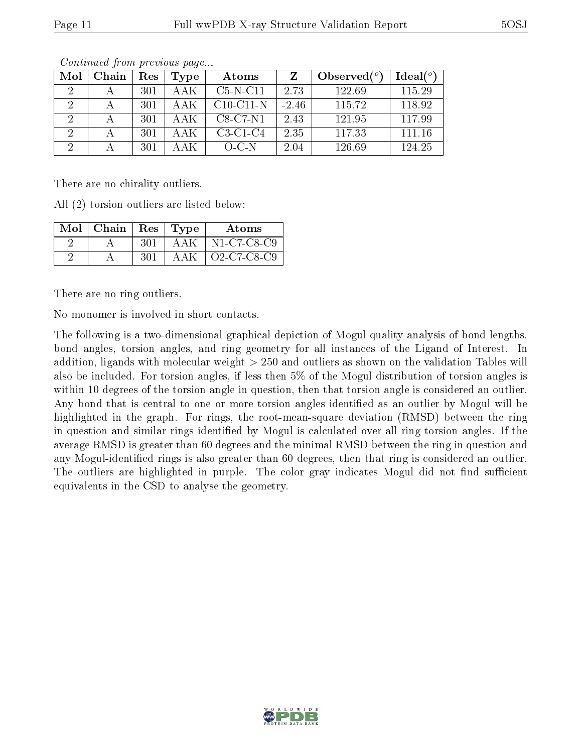*Continued from previous page...*

| Mol | Chain | Res | Type | Atoms | Z | Observed(°) | Ideal(°) |
|---|---|---|---|---|---|---|---|
| 2 | A | 301 | AAK | C5-N-C11 | 2.73 | 122.69 | 115.29 |
| 2 | A | 301 | AAK | C10-C11-N | -2.46 | 115.72 | 118.92 |
| 2 | A | 301 | AAK | C8-C7-N1 | 2.43 | 121.95 | 117.99 |
| 2 | A | 301 | AAK | C3-C1-C4 | 2.35 | 117.33 | 111.16 |
| 2 | A | 301 | AAK | O-C-N | 2.04 | 126.69 | 124.25 |

There are no chirality outliers.

All (2) torsion outliers are listed below:

| Mol | Chain | Res | Type | Atoms |
|---|---|---|---|---|
| 2 | A | 301 | AAK | N1-C7-C8-C9 |
| 2 | A | 301 | AAK | O2-C7-C8-C9 |

There are no ring outliers.

No monomer is involved in short contacts.

The following is a two-dimensional graphical depiction of Mogul quality analysis of bond lengths, bond angles, torsion angles, and ring geometry for all instances of the Ligand of Interest. In addition, ligands with molecular weight > 250 and outliers as shown on the validation Tables will also be included. For torsion angles, if less then 5% of the Mogul distribution of torsion angles is within 10 degrees of the torsion angle in question, then that torsion angle is considered an outlier. Any bond that is central to one or more torsion angles identified as an outlier by Mogul will be highlighted in the graph. For rings, the root-mean-square deviation (RMSD) between the ring in question and similar rings identified by Mogul is calculated over all ring torsion angles. If the average RMSD is greater than 60 degrees and the minimal RMSD between the ring in question and any Mogul-identified rings is also greater than 60 degrees, then that ring is considered an outlier. The outliers are highlighted in purple. The color gray indicates Mogul did not find sufficient equivalents in the CSD to analyse the geometry.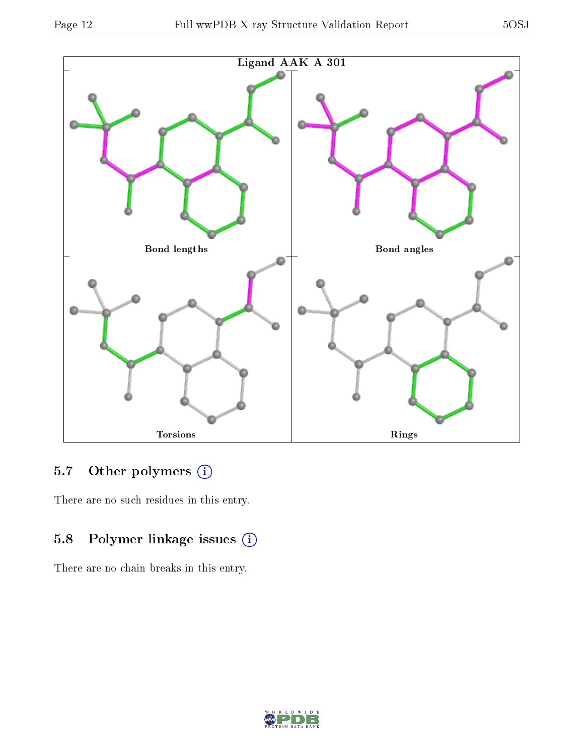Ligand AAK A 301

Bond lengths

Bond angles

Torsions

Rings

### 5.7 Other polymers (i)

There are no such residues in this entry.

### 5.8 Polymer linkage issues (i)

There are no chain breaks in this entry.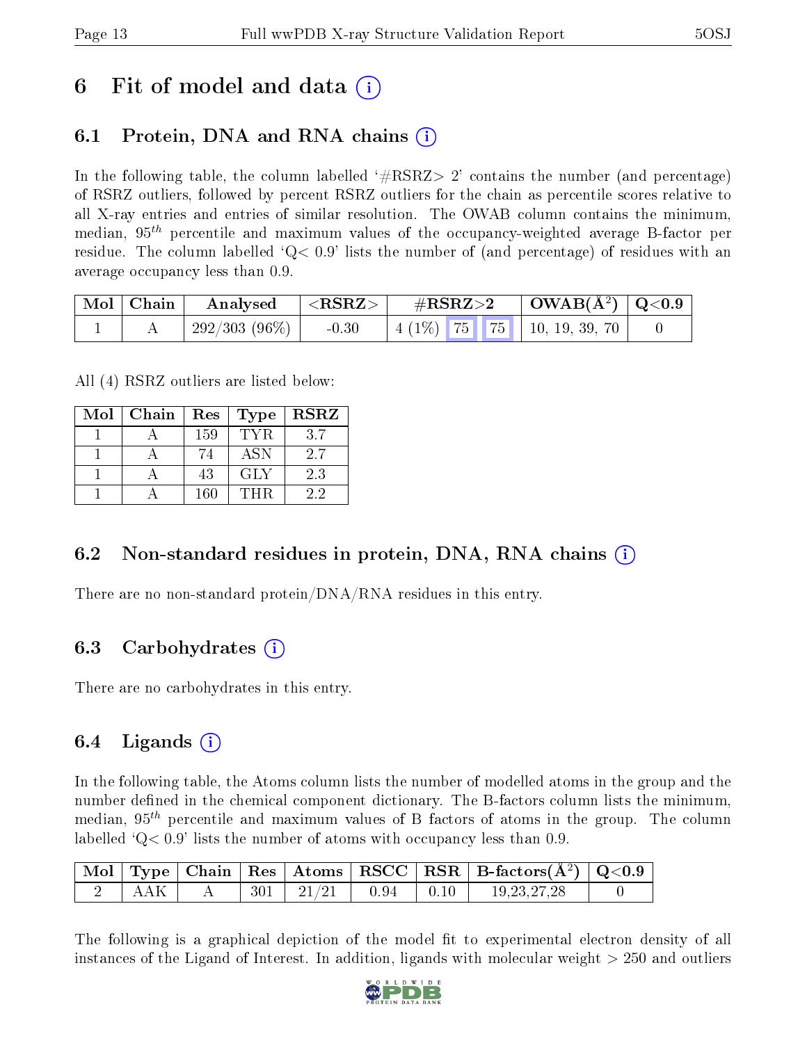# 6 Fit of model and data (i)

## 6.1 Protein, DNA and RNA chains (i)

In the following table, the column labelled '#RSRZ> 2' contains the number (and percentage) of RSRZ outliers, followed by percent RSRZ outliers for the chain as percentile scores relative to all X-ray entries and entries of similar resolution. The OWAB column contains the minimum, median, $95^{th}$ percentile and maximum values of the occupancy-weighted average B-factor per residue. The column labelled 'Q< 0.9' lists the number of (and percentage) of residues with an average occupancy less than 0.9.

| Mol | Chain | Analysed | <RSRZ> | #RSRZ>2 | | | OWAB(Å$^2$) | Q<0.9 |
|---|---|---|---|---|---|---|---|---|
| 1 | A | 292/303 (96%) | -0.30 | 4 (1%) | 75 | 75 | 10, 19, 39, 70 | 0 |

All (4) RSRZ outliers are listed below:

| Mol | Chain | Res | Type | RSRZ |
|---|---|---|---|---|
| 1 | A | 159 | TYR | 3.7 |
| 1 | A | 74 | ASN | 2.7 |
| 1 | A | 43 | GLY | 2.3 |
| 1 | A | 160 | THR | 2.2 |

## 6.2 Non-standard residues in protein, DNA, RNA chains (i)

There are no non-standard protein/DNA/RNA residues in this entry.

## 6.3 Carbohydrates (i)

There are no carbohydrates in this entry.

## 6.4 Ligands (i)

In the following table, the Atoms column lists the number of modelled atoms in the group and the number defined in the chemical component dictionary. The B-factors column lists the minimum, median, $95^{th}$ percentile and maximum values of B factors of atoms in the group. The column labelled 'Q< 0.9' lists the number of atoms with occupancy less than 0.9.

| Mol | Type | Chain | Res | Atoms | RSCC | RSR | B-factors(Å$^2$) | Q<0.9 |
|---|---|---|---|---|---|---|---|---|
| 2 | AAK | A | 301 | 21/21 | 0.94 | 0.10 | 19,23,27,28 | 0 |

The following is a graphical depiction of the model fit to experimental electron density of all instances of the Ligand of Interest. In addition, ligands with molecular weight > 250 and outliers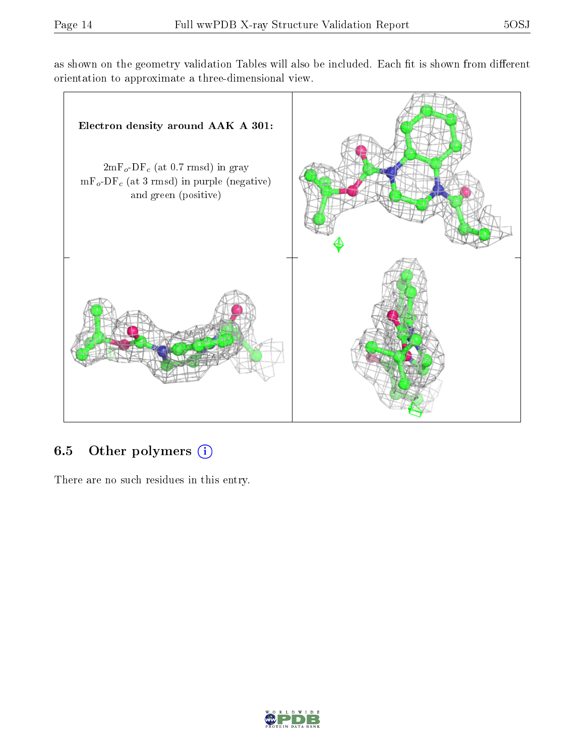as shown on the geometry validation Tables will also be included. Each fit is shown from different orientation to approximate a three-dimensional view.

**Electron density around AAK A 301:**

$2mF_o$-$DF_c$ (at 0.7 rmsd) in gray
$mF_o$-$DF_c$ (at 3 rmsd) in purple (negative) and green (positive)

## 6.5 Other polymers

There are no such residues in this entry.